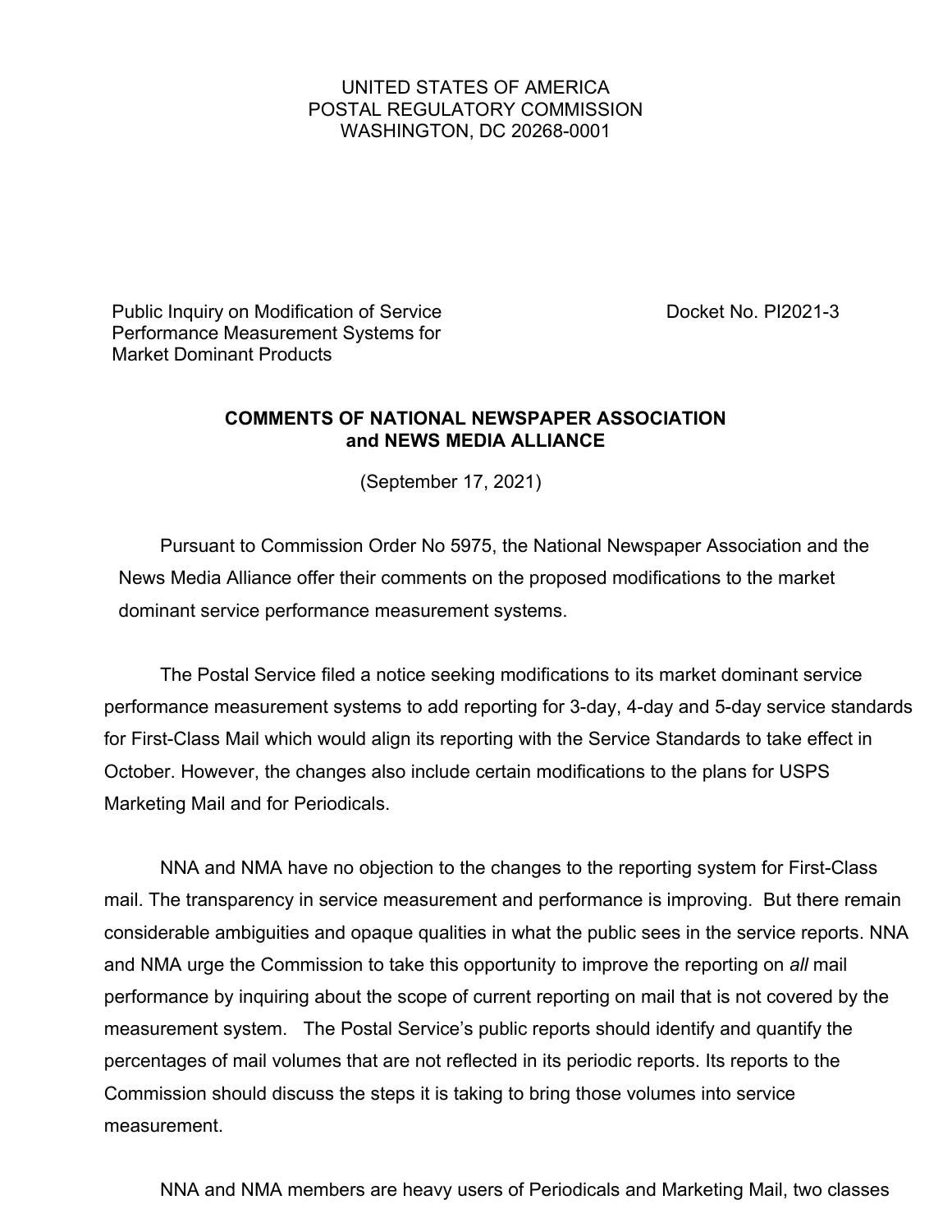UNITED STATES OF AMERICA
POSTAL REGULATORY COMMISSION
WASHINGTON, DC 20268-0001

| Public Inquiry on Modification of Service Performance Measurement Systems for Market Dominant Products | Docket No. PI2021-3 |
|---|---|

**COMMENTS OF NATIONAL NEWSPAPER ASSOCIATION and NEWS MEDIA ALLIANCE**

(September 17, 2021)

Pursuant to Commission Order No 5975, the National Newspaper Association and the News Media Alliance offer their comments on the proposed modifications to the market dominant service performance measurement systems.

The Postal Service filed a notice seeking modifications to its market dominant service performance measurement systems to add reporting for 3-day, 4-day and 5-day service standards for First-Class Mail which would align its reporting with the Service Standards to take effect in October. However, the changes also include certain modifications to the plans for USPS Marketing Mail and for Periodicals.

NNA and NMA have no objection to the changes to the reporting system for First-Class mail. The transparency in service measurement and performance is improving. But there remain considerable ambiguities and opaque qualities in what the public sees in the service reports. NNA and NMA urge the Commission to take this opportunity to improve the reporting on *all* mail performance by inquiring about the scope of current reporting on mail that is not covered by the measurement system. The Postal Service's public reports should identify and quantify the percentages of mail volumes that are not reflected in its periodic reports. Its reports to the Commission should discuss the steps it is taking to bring those volumes into service measurement.

NNA and NMA members are heavy users of Periodicals and Marketing Mail, two classes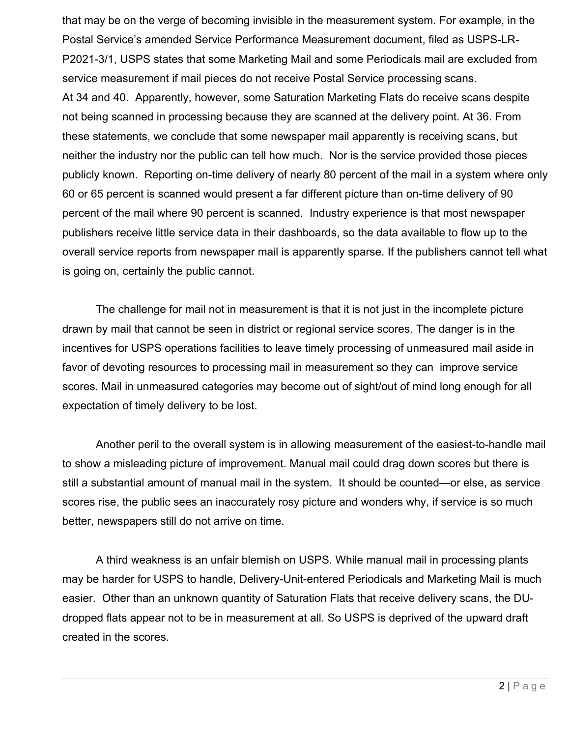that may be on the verge of becoming invisible in the measurement system. For example, in the Postal Service's amended Service Performance Measurement document, filed as USPS-LR-P2021-3/1, USPS states that some Marketing Mail and some Periodicals mail are excluded from service measurement if mail pieces do not receive Postal Service processing scans. At 34 and 40. Apparently, however, some Saturation Marketing Flats do receive scans despite not being scanned in processing because they are scanned at the delivery point. At 36. From these statements, we conclude that some newspaper mail apparently is receiving scans, but neither the industry nor the public can tell how much. Nor is the service provided those pieces publicly known. Reporting on-time delivery of nearly 80 percent of the mail in a system where only 60 or 65 percent is scanned would present a far different picture than on-time delivery of 90 percent of the mail where 90 percent is scanned. Industry experience is that most newspaper publishers receive little service data in their dashboards, so the data available to flow up to the overall service reports from newspaper mail is apparently sparse. If the publishers cannot tell what is going on, certainly the public cannot.

The challenge for mail not in measurement is that it is not just in the incomplete picture drawn by mail that cannot be seen in district or regional service scores. The danger is in the incentives for USPS operations facilities to leave timely processing of unmeasured mail aside in favor of devoting resources to processing mail in measurement so they can improve service scores. Mail in unmeasured categories may become out of sight/out of mind long enough for all expectation of timely delivery to be lost.

Another peril to the overall system is in allowing measurement of the easiest-to-handle mail to show a misleading picture of improvement. Manual mail could drag down scores but there is still a substantial amount of manual mail in the system. It should be counted—or else, as service scores rise, the public sees an inaccurately rosy picture and wonders why, if service is so much better, newspapers still do not arrive on time.

A third weakness is an unfair blemish on USPS. While manual mail in processing plants may be harder for USPS to handle, Delivery-Unit-entered Periodicals and Marketing Mail is much easier. Other than an unknown quantity of Saturation Flats that receive delivery scans, the DU-dropped flats appear not to be in measurement at all. So USPS is deprived of the upward draft created in the scores.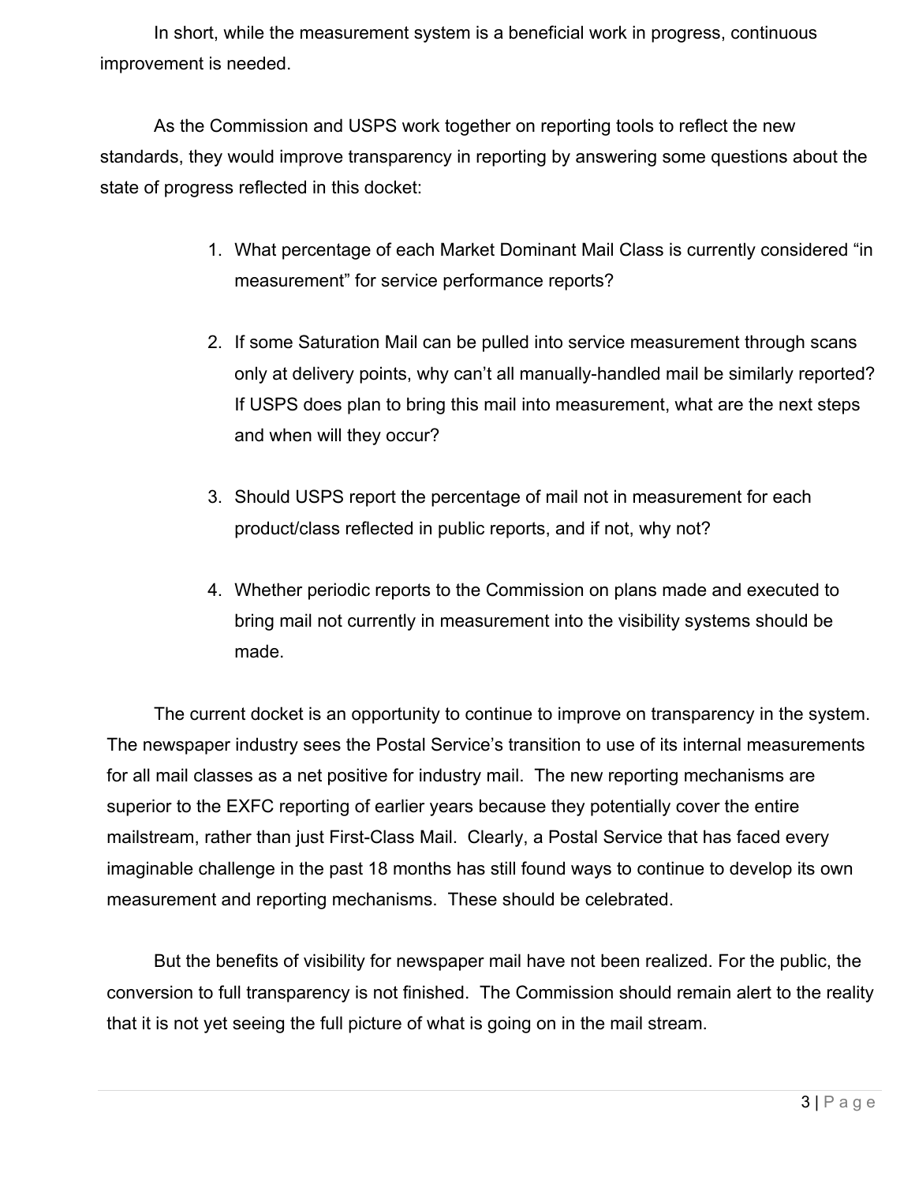In short, while the measurement system is a beneficial work in progress, continuous improvement is needed.

As the Commission and USPS work together on reporting tools to reflect the new standards, they would improve transparency in reporting by answering some questions about the state of progress reflected in this docket:

1. What percentage of each Market Dominant Mail Class is currently considered "in measurement" for service performance reports?

2. If some Saturation Mail can be pulled into service measurement through scans only at delivery points, why can't all manually-handled mail be similarly reported? If USPS does plan to bring this mail into measurement, what are the next steps and when will they occur?

3. Should USPS report the percentage of mail not in measurement for each product/class reflected in public reports, and if not, why not?

4. Whether periodic reports to the Commission on plans made and executed to bring mail not currently in measurement into the visibility systems should be made.

The current docket is an opportunity to continue to improve on transparency in the system. The newspaper industry sees the Postal Service's transition to use of its internal measurements for all mail classes as a net positive for industry mail. The new reporting mechanisms are superior to the EXFC reporting of earlier years because they potentially cover the entire mailstream, rather than just First-Class Mail. Clearly, a Postal Service that has faced every imaginable challenge in the past 18 months has still found ways to continue to develop its own measurement and reporting mechanisms. These should be celebrated.

But the benefits of visibility for newspaper mail have not been realized. For the public, the conversion to full transparency is not finished. The Commission should remain alert to the reality that it is not yet seeing the full picture of what is going on in the mail stream.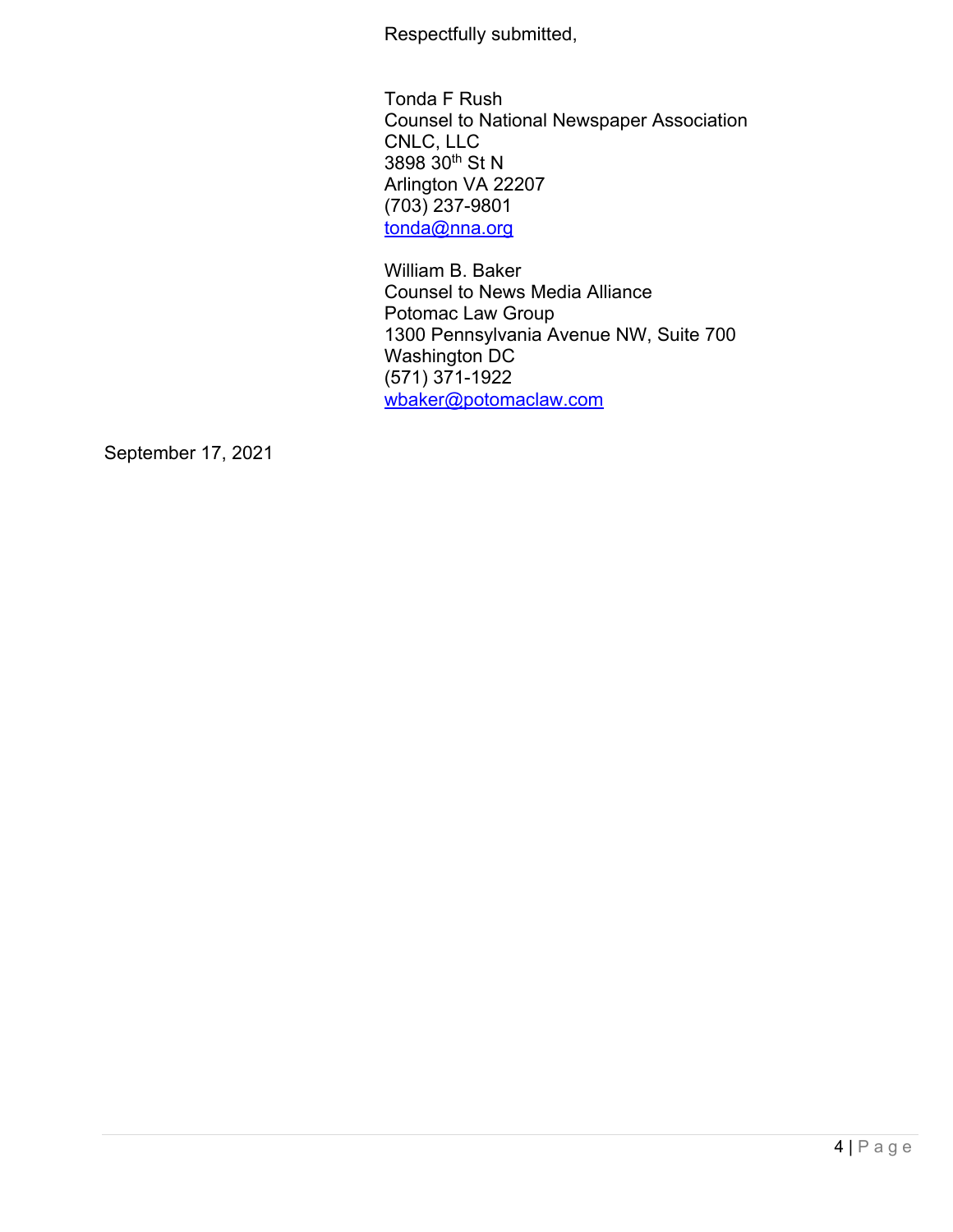Respectfully submitted,

Tonda F Rush  
Counsel to National Newspaper Association  
CNLC, LLC  
3898 30th St N  
Arlington VA 22207  
(703) 237-9801  
tonda@nna.org

William B. Baker  
Counsel to News Media Alliance  
Potomac Law Group  
1300 Pennsylvania Avenue NW, Suite 700  
Washington DC  
(571) 371-1922  
wbaker@potomaclaw.com

September 17, 2021